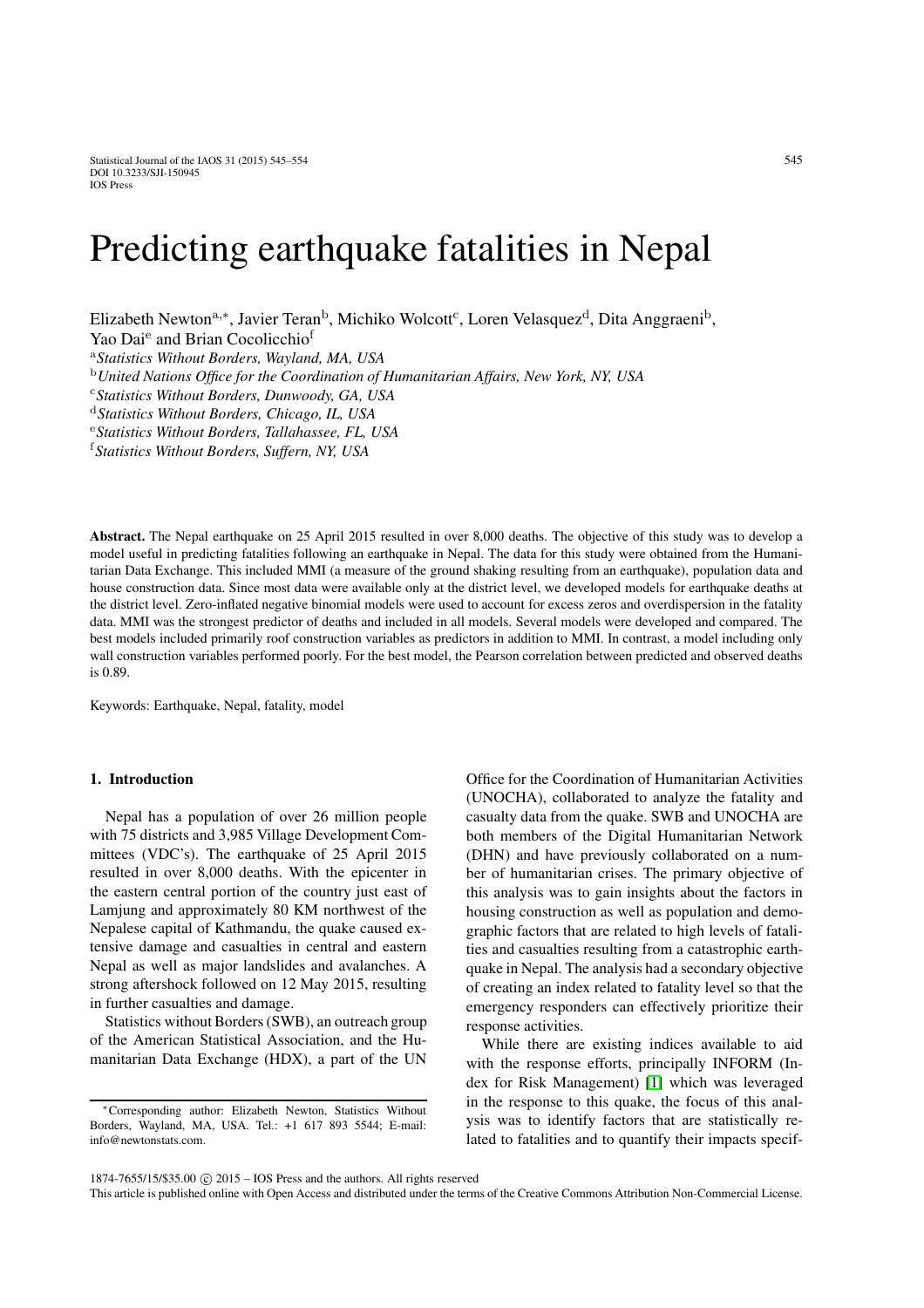# Predicting earthquake fatalities in Nepal

Elizabeth Newton[a,*], Javier Teran[b], Michiko Wolcott[c], Loren Velasquez[d], Dita Anggraeni[b], Yao Dai[e] and Brian Cocolicchio[f]

[a] *Statistics Without Borders, Wayland, MA, USA*
[b] *United Nations Office for the Coordination of Humanitarian Affairs, New York, NY, USA*
[c] *Statistics Without Borders, Dunwoody, GA, USA*
[d] *Statistics Without Borders, Chicago, IL, USA*
[e] *Statistics Without Borders, Tallahassee, FL, USA*
[f] *Statistics Without Borders, Suffern, NY, USA*

**Abstract.** The Nepal earthquake on 25 April 2015 resulted in over 8,000 deaths. The objective of this study was to develop a model useful in predicting fatalities following an earthquake in Nepal. The data for this study were obtained from the Humanitarian Data Exchange. This included MMI (a measure of the ground shaking resulting from an earthquake), population data and house construction data. Since most data were available only at the district level, we developed models for earthquake deaths at the district level. Zero-inflated negative binomial models were used to account for excess zeros and overdispersion in the fatality data. MMI was the strongest predictor of deaths and included in all models. Several models were developed and compared. The best models included primarily roof construction variables as predictors in addition to MMI. In contrast, a model including only wall construction variables performed poorly. For the best model, the Pearson correlation between predicted and observed deaths is 0.89.

Keywords: Earthquake, Nepal, fatality, model

## 1. Introduction

Nepal has a population of over 26 million people with 75 districts and 3,985 Village Development Committees (VDC's). The earthquake of 25 April 2015 resulted in over 8,000 deaths. With the epicenter in the eastern central portion of the country just east of Lamjung and approximately 80 KM northwest of the Nepalese capital of Kathmandu, the quake caused extensive damage and casualties in central and eastern Nepal as well as major landslides and avalanches. A strong aftershock followed on 12 May 2015, resulting in further casualties and damage.

Statistics without Borders (SWB), an outreach group of the American Statistical Association, and the Humanitarian Data Exchange (HDX), a part of the UN Office for the Coordination of Humanitarian Activities (UNOCHA), collaborated to analyze the fatality and casualty data from the quake. SWB and UNOCHA are both members of the Digital Humanitarian Network (DHN) and have previously collaborated on a number of humanitarian crises. The primary objective of this analysis was to gain insights about the factors in housing construction as well as population and demographic factors that are related to high levels of fatalities and casualties resulting from a catastrophic earthquake in Nepal. The analysis had a secondary objective of creating an index related to fatality level so that the emergency responders can effectively prioritize their response activities.

While there are existing indices available to aid with the response efforts, principally INFORM (Index for Risk Management) [1] which was leveraged in the response to this quake, the focus of this analysis was to identify factors that are statistically related to fatalities and to quantify their impacts specif-

*Corresponding author: Elizabeth Newton, Statistics Without Borders, Wayland, MA, USA. Tel.: +1 617 893 5544; E-mail: info@newtonstats.com.

1874-7655/15/$35.00 © 2015 – IOS Press and the authors. All rights reserved

This article is published online with Open Access and distributed under the terms of the Creative Commons Attribution Non-Commercial License.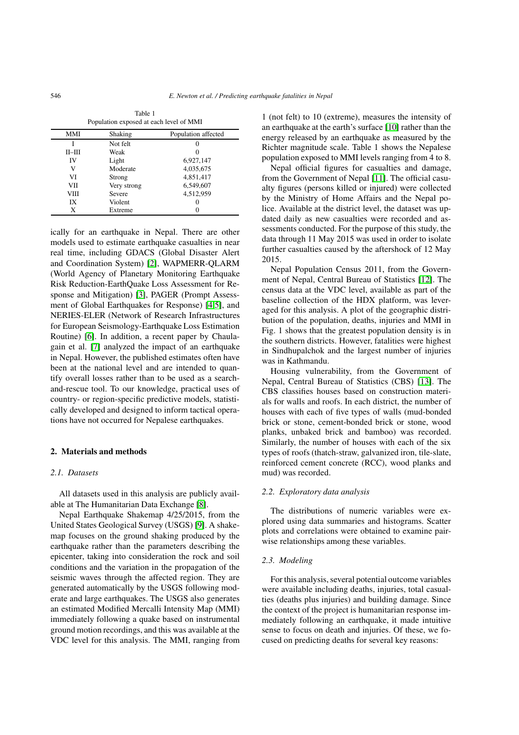Table 1
Population exposed at each level of MMI

| MMI | Shaking | Population affected |
|---|---|---|
| I | Not felt | 0 |
| II–III | Weak | 0 |
| IV | Light | 6,927,147 |
| V | Moderate | 4,035,675 |
| VI | Strong | 4,851,417 |
| VII | Very strong | 6,549,607 |
| VIII | Severe | 4,512,959 |
| IX | Violent | 0 |
| X | Extreme | 0 |

ically for an earthquake in Nepal. There are other models used to estimate earthquake casualties in near real time, including GDACS (Global Disaster Alert and Coordination System) [2], WAPMERR-QLARM (World Agency of Planetary Monitoring Earthquake Risk Reduction-EarthQuake Loss Assessment for Response and Mitigation) [3], PAGER (Prompt Assessment of Global Earthquakes for Response) [4,5], and NERIES-ELER (Network of Research Infrastructures for European Seismology-Earthquake Loss Estimation Routine) [6]. In addition, a recent paper by Chaulagain et al. [7] analyzed the impact of an earthquake in Nepal. However, the published estimates often have been at the national level and are intended to quantify overall losses rather than to be used as a search-and-rescue tool. To our knowledge, practical uses of country- or region-specific predictive models, statistically developed and designed to inform tactical operations have not occurred for Nepalese earthquakes.

## 2. Materials and methods

### 2.1. Datasets

All datasets used in this analysis are publicly available at The Humanitarian Data Exchange [8].

Nepal Earthquake Shakemap 4/25/2015, from the United States Geological Survey (USGS) [9]. A shakemap focuses on the ground shaking produced by the earthquake rather than the parameters describing the epicenter, taking into consideration the rock and soil conditions and the variation in the propagation of the seismic waves through the affected region. They are generated automatically by the USGS following moderate and large earthquakes. The USGS also generates an estimated Modified Mercalli Intensity Map (MMI) immediately following a quake based on instrumental ground motion recordings, and this was available at the VDC level for this analysis. The MMI, ranging from 1 (not felt) to 10 (extreme), measures the intensity of an earthquake at the earth's surface [10] rather than the energy released by an earthquake as measured by the Richter magnitude scale. Table 1 shows the Nepalese population exposed to MMI levels ranging from 4 to 8.

Nepal official figures for casualties and damage, from the Government of Nepal [11]. The official casualty figures (persons killed or injured) were collected by the Ministry of Home Affairs and the Nepal police. Available at the district level, the dataset was updated daily as new casualties were recorded and assessments conducted. For the purpose of this study, the data through 11 May 2015 was used in order to isolate further casualties caused by the aftershock of 12 May 2015.

Nepal Population Census 2011, from the Government of Nepal, Central Bureau of Statistics [12]. The census data at the VDC level, available as part of the baseline collection of the HDX platform, was leveraged for this analysis. A plot of the geographic distribution of the population, deaths, injuries and MMI in Fig. 1 shows that the greatest population density is in the southern districts. However, fatalities were highest in Sindhupalchok and the largest number of injuries was in Kathmandu.

Housing vulnerability, from the Government of Nepal, Central Bureau of Statistics (CBS) [13]. The CBS classifies houses based on construction materials for walls and roofs. In each district, the number of houses with each of five types of walls (mud-bonded brick or stone, cement-bonded brick or stone, wood planks, unbaked brick and bamboo) was recorded. Similarly, the number of houses with each of the six types of roofs (thatch-straw, galvanized iron, tile-slate, reinforced cement concrete (RCC), wood planks and mud) was recorded.

### 2.2. Exploratory data analysis

The distributions of numeric variables were explored using data summaries and histograms. Scatter plots and correlations were obtained to examine pairwise relationships among these variables.

### 2.3. Modeling

For this analysis, several potential outcome variables were available including deaths, injuries, total casualties (deaths plus injuries) and building damage. Since the context of the project is humanitarian response immediately following an earthquake, it made intuitive sense to focus on death and injuries. Of these, we focused on predicting deaths for several key reasons: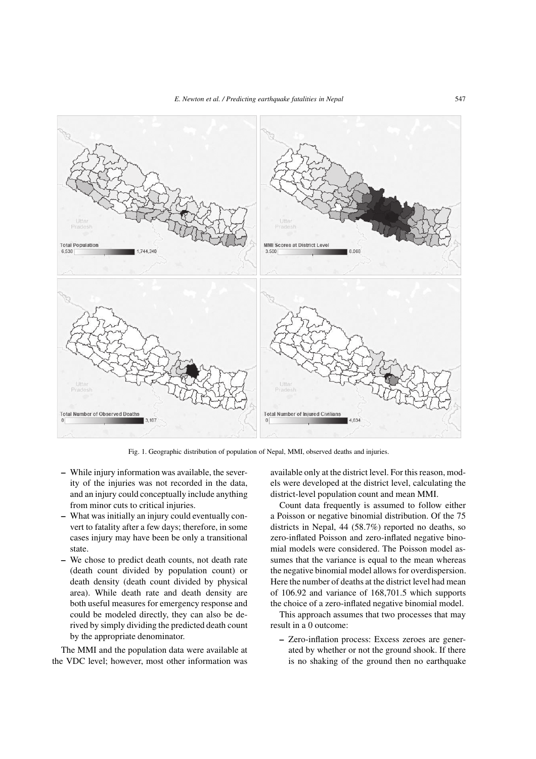Total Population
6,538
1,744,240

MMI Scores at District Level
3.500
8.068

Total Number of Observed Deaths
0
3,107

Total Number of Injured Civilians
0
4,634

Fig. 1. Geographic distribution of population of Nepal, MMI, observed deaths and injuries.

- While injury information was available, the severity of the injuries was not recorded in the data, and an injury could conceptually include anything from minor cuts to critical injuries.
- What was initially an injury could eventually convert to fatality after a few days; therefore, in some cases injury may have been only a transitional state.
- We chose to predict death counts, not death rate (death count divided by population count) or death density (death count divided by physical area). While death rate and death density are both useful measures for emergency response and could be modeled directly, they can also be derived by simply dividing the predicted death count by the appropriate denominator.

The MMI and the population data were available at the VDC level; however, most other information was available only at the district level. For this reason, models were developed at the district level, calculating the district-level population count and mean MMI.

Count data frequently is assumed to follow either a Poisson or negative binomial distribution. Of the 75 districts in Nepal, 44 (58.7%) reported no deaths, so zero-inflated Poisson and zero-inflated negative binomial models were considered. The Poisson model assumes that the variance is equal to the mean whereas the negative binomial model allows for overdispersion. Here the number of deaths at the district level had mean of 106.92 and variance of 168,701.5 which supports the choice of a zero-inflated negative binomial model.

This approach assumes that two processes that may result in a 0 outcome:

- Zero-inflation process: Excess zeroes are generated by whether or not the ground shook. If there is no shaking of the ground then no earthquake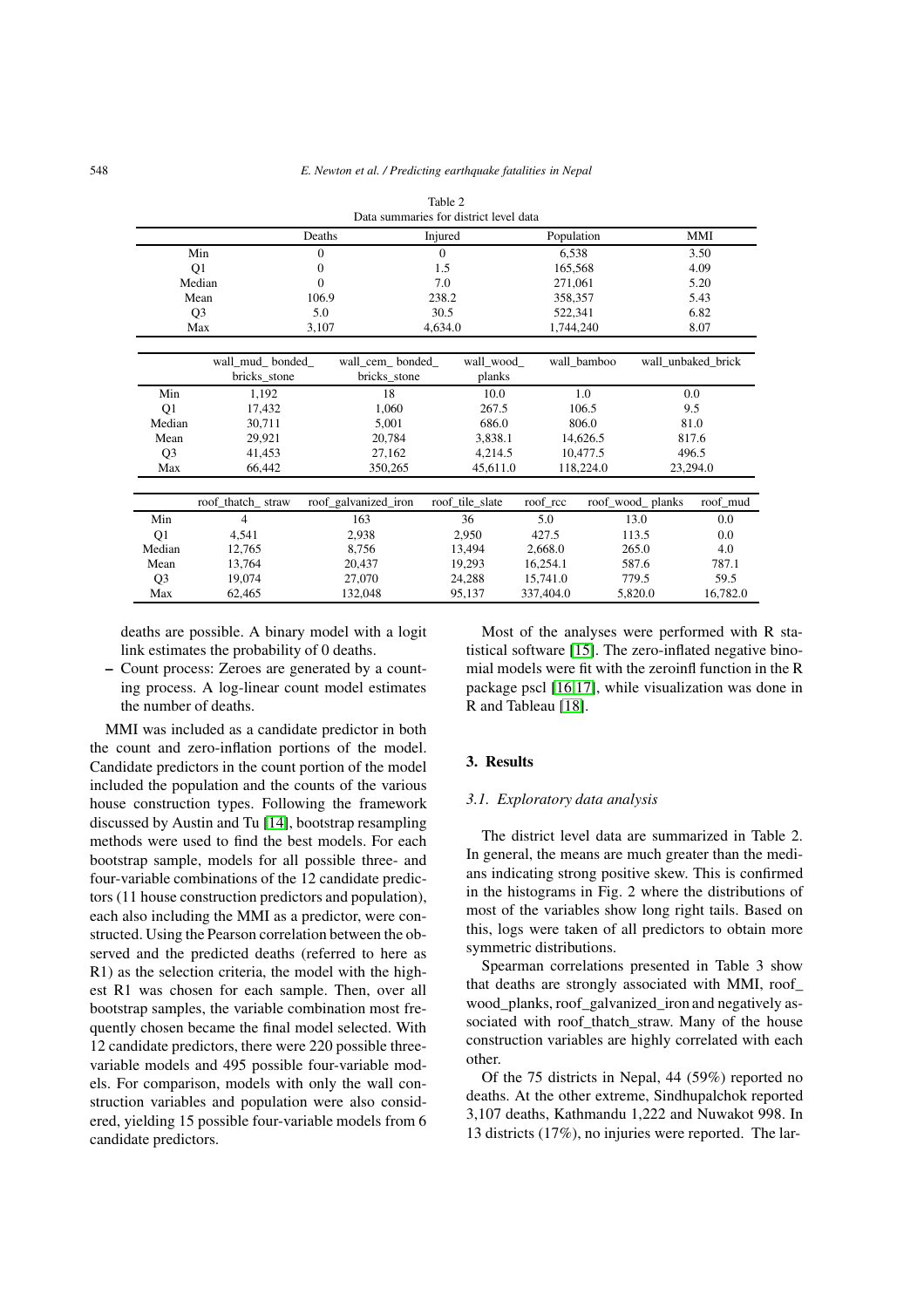Table 2
Data summaries for district level data

| | Deaths | Injured | Population | MMI |
|---|---|---|---|---|
| Min | 0 | 0 | 6,538 | 3.50 |
| Q1 | 0 | 1.5 | 165,568 | 4.09 |
| Median | 0 | 7.0 | 271,061 | 5.20 |
| Mean | 106.9 | 238.2 | 358,357 | 5.43 |
| Q3 | 5.0 | 30.5 | 522,341 | 6.82 |
| Max | 3,107 | 4,634.0 | 1,744,240 | 8.07 |

| | wall_mud_ bonded_ bricks_stone | wall_cem_ bonded_ bricks_stone | wall_wood_ planks | wall_bamboo | wall_unbaked_brick |
|---|---|---|---|---|---|
| Min | 1,192 | 18 | 10.0 | 1.0 | 0.0 |
| Q1 | 17,432 | 1,060 | 267.5 | 106.5 | 9.5 |
| Median | 30,711 | 5,001 | 686.0 | 806.0 | 81.0 |
| Mean | 29,921 | 20,784 | 3,838.1 | 14,626.5 | 817.6 |
| Q3 | 41,453 | 27,162 | 4,214.5 | 10,477.5 | 496.5 |
| Max | 66,442 | 350,265 | 45,611.0 | 118,224.0 | 23,294.0 |

| | roof_thatch_ straw | roof_galvanized_iron | roof_tile_slate | roof_rcc | roof_wood_ planks | roof_mud |
|---|---|---|---|---|---|---|
| Min | 4 | 163 | 36 | 5.0 | 13.0 | 0.0 |
| Q1 | 4,541 | 2,938 | 2,950 | 427.5 | 113.5 | 0.0 |
| Median | 12,765 | 8,756 | 13,494 | 2,668.0 | 265.0 | 4.0 |
| Mean | 13,764 | 20,437 | 19,293 | 16,254.1 | 587.6 | 787.1 |
| Q3 | 19,074 | 27,070 | 24,288 | 15,741.0 | 779.5 | 59.5 |
| Max | 62,465 | 132,048 | 95,137 | 337,404.0 | 5,820.0 | 16,782.0 |

deaths are possible. A binary model with a logit link estimates the probability of 0 deaths.

- Count process: Zeroes are generated by a counting process. A log-linear count model estimates the number of deaths.

MMI was included as a candidate predictor in both the count and zero-inflation portions of the model. Candidate predictors in the count portion of the model included the population and the counts of the various house construction types. Following the framework discussed by Austin and Tu [14], bootstrap resampling methods were used to find the best models. For each bootstrap sample, models for all possible three- and four-variable combinations of the 12 candidate predictors (11 house construction predictors and population), each also including the MMI as a predictor, were constructed. Using the Pearson correlation between the observed and the predicted deaths (referred to here as R1) as the selection criteria, the model with the highest R1 was chosen for each sample. Then, over all bootstrap samples, the variable combination most frequently chosen became the final model selected. With 12 candidate predictors, there were 220 possible three-variable models and 495 possible four-variable models. For comparison, models with only the wall construction variables and population were also considered, yielding 15 possible four-variable models from 6 candidate predictors.

Most of the analyses were performed with R statistical software [15]. The zero-inflated negative binomial models were fit with the zeroinfl function in the R package pscl [16,17], while visualization was done in R and Tableau [18].

## 3. Results

### 3.1. Exploratory data analysis

The district level data are summarized in Table 2. In general, the means are much greater than the medians indicating strong positive skew. This is confirmed in the histograms in Fig. 2 where the distributions of most of the variables show long right tails. Based on this, logs were taken of all predictors to obtain more symmetric distributions.

Spearman correlations presented in Table 3 show that deaths are strongly associated with MMI, roof_wood_planks, roof_galvanized_iron and negatively associated with roof_thatch_straw. Many of the house construction variables are highly correlated with each other.

Of the 75 districts in Nepal, 44 (59%) reported no deaths. At the other extreme, Sindhupalchok reported 3,107 deaths, Kathmandu 1,222 and Nuwakot 998. In 13 districts (17%), no injuries were reported. The lar-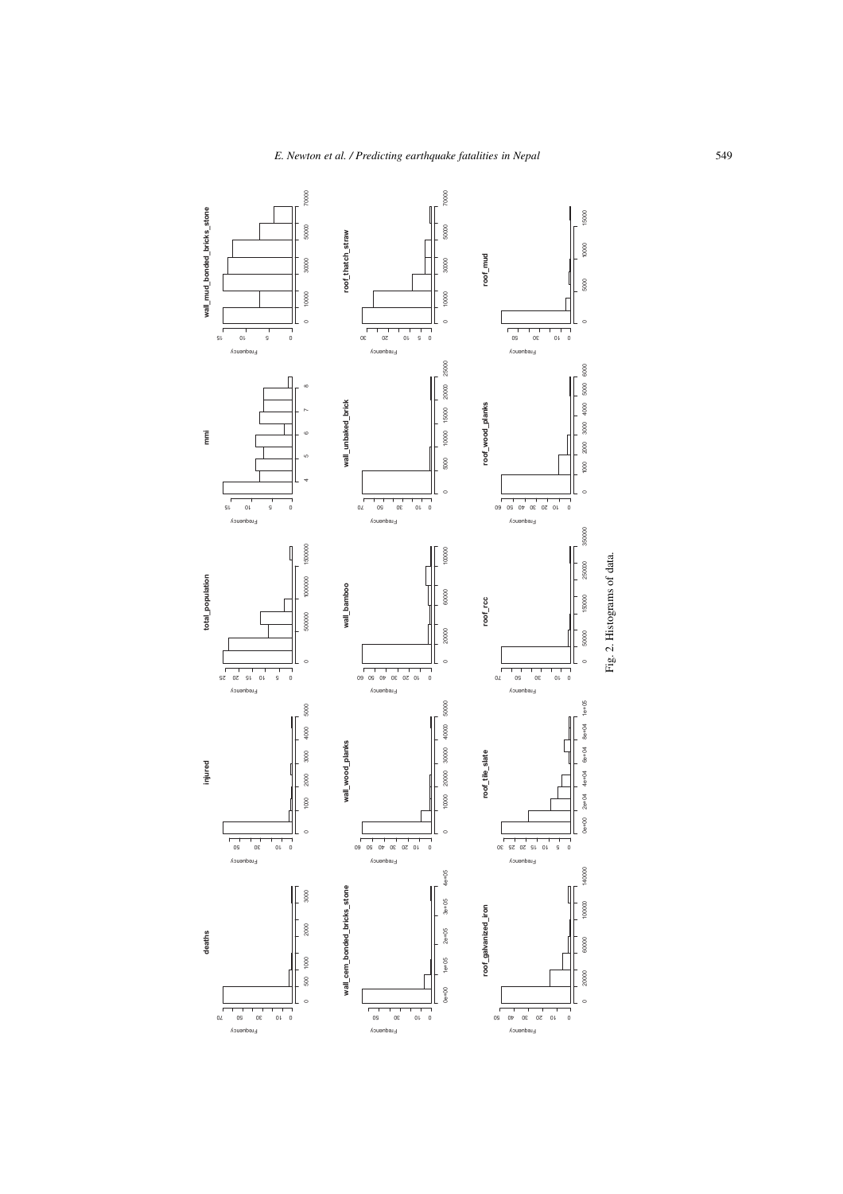deaths

Frequency

0 10 30 50 70

0 500 1000 2000 3000

injured

Frequency

0 10 30 50

0 1000 2000 3000 4000 5000

total_population

Frequency

0 5 10 15 20 25

0 500000 1000000 1500000

mmi

Frequency

0 5 10 15

4 5 6 7 8

wall_mud_bonded_bricks_stone

Frequency

0 5 10 15

0 10000 30000 50000 70000

wall_cem_bonded_bricks_stone

Frequency

0 10 30 50

0e+00 1e+05 2e+05 3e+05 4e+05

wall_wood_planks

Frequency

0 10 20 30 40 50 60

0 10000 20000 30000 40000 50000

wall_bamboo

Frequency

0 10 20 30 40 50 60

0 20000 60000 100000

wall_unbaked_brick

Frequency

0 10 30 50 70

0 5000 10000 15000 20000 25000

roof_thatch_straw

Frequency

0 5 10 20 30

0 10000 30000 50000 70000

roof_galvanized_iron

Frequency

0 10 20 30 40 50

0 20000 60000 100000 140000

roof_tile_slate

Frequency

0 5 10 15 20 25 30

0e+00 2e+04 4e+04 6e+04 8e+04 1e+05

roof_rcc

Frequency

0 10 30 50 70

0 50000 150000 250000 350000

roof_wood_planks

Frequency

0 10 20 30 40 50 60

0 1000 2000 3000 4000 5000 6000

roof_mud

Frequency

0 10 30 50

0 5000 10000 15000

Fig. 2. Histograms of data.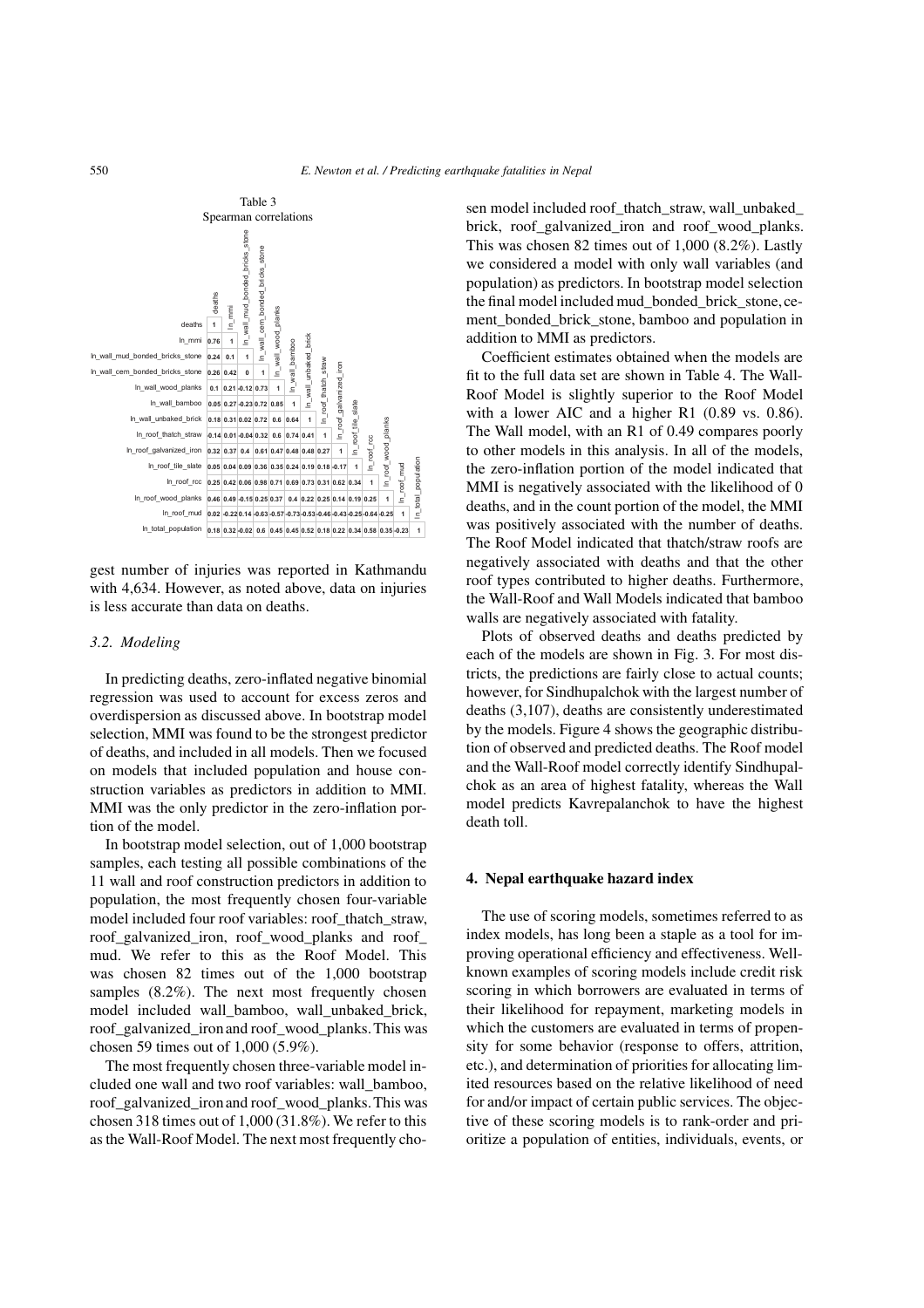Table 3

Spearman correlations

| | deaths | ln_mmi | ln_wall_mud_bonded_bricks_stone | ln_wall_cem_bonded_bricks_stone | ln_wall_wood_planks | ln_wall_bamboo | ln_wall_unbaked_brick | ln_roof_thatch_straw | ln_roof_galvanized_iron | ln_roof_tile_slate | ln_roof_rcc | ln_roof_wood_planks | ln_roof_mud | ln_total_population |
|---|---|---|---|---|---|---|---|---|---|---|---|---|---|---|
| deaths | 1 | | | | | | | | | | | | | |
| ln_mmi | 0.76 | 1 | | | | | | | | | | | | |
| ln_wall_mud_bonded_bricks_stone | 0.24 | 0.1 | 1 | | | | | | | | | | | |
| ln_wall_cem_bonded_bricks_stone | 0.26 | 0.42 | 0 | 1 | | | | | | | | | | |
| ln_wall_wood_planks | 0.1 | 0.21 | -0.12 | 0.73 | 1 | | | | | | | | | |
| ln_wall_bamboo | 0.05 | 0.27 | -0.23 | 0.72 | 0.85 | 1 | | | | | | | | |
| ln_wall_unbaked_brick | 0.18 | 0.31 | 0.02 | 0.72 | 0.6 | 0.64 | 1 | | | | | | | |
| ln_roof_thatch_straw | -0.14 | 0.01 | -0.04 | 0.32 | 0.6 | 0.74 | 0.41 | 1 | | | | | | |
| ln_roof_galvanized_iron | 0.32 | 0.37 | 0.4 | 0.61 | 0.47 | 0.48 | 0.48 | 0.27 | 1 | | | | | |
| ln_roof_tile_slate | 0.05 | 0.04 | 0.09 | 0.36 | 0.35 | 0.24 | 0.19 | 0.18 | -0.17 | 1 | | | | |
| ln_roof_rcc | 0.25 | 0.42 | 0.06 | 0.98 | 0.71 | 0.69 | 0.73 | 0.31 | 0.62 | 0.34 | 1 | | | |
| ln_roof_wood_planks | 0.46 | 0.49 | -0.15 | 0.25 | 0.37 | 0.4 | 0.22 | 0.25 | 0.14 | 0.19 | 0.25 | 1 | | |
| ln_roof_mud | 0.02 | -0.22 | 0.14 | -0.63 | -0.57 | -0.73 | -0.53 | -0.46 | -0.43 | -0.25 | -0.64 | -0.25 | 1 | |
| ln_total_population | 0.18 | 0.32 | -0.02 | 0.6 | 0.45 | 0.45 | 0.52 | 0.18 | 0.22 | 0.34 | 0.58 | 0.35 | -0.23 | 1 |

gest number of injuries was reported in Kathmandu with 4,634. However, as noted above, data on injuries is less accurate than data on deaths.

### 3.2. Modeling

In predicting deaths, zero-inflated negative binomial regression was used to account for excess zeros and overdispersion as discussed above. In bootstrap model selection, MMI was found to be the strongest predictor of deaths, and included in all models. Then we focused on models that included population and house construction variables as predictors in addition to MMI. MMI was the only predictor in the zero-inflation portion of the model.

In bootstrap model selection, out of 1,000 bootstrap samples, each testing all possible combinations of the 11 wall and roof construction predictors in addition to population, the most frequently chosen four-variable model included four roof variables: roof_thatch_straw, roof_galvanized_iron, roof_wood_planks and roof_mud. We refer to this as the Roof Model. This was chosen 82 times out of the 1,000 bootstrap samples (8.2%). The next most frequently chosen model included wall_bamboo, wall_unbaked_brick, roof_galvanized_iron and roof_wood_planks. This was chosen 59 times out of 1,000 (5.9%).

The most frequently chosen three-variable model included one wall and two roof variables: wall_bamboo, roof_galvanized_iron and roof_wood_planks. This was chosen 318 times out of 1,000 (31.8%). We refer to this as the Wall-Roof Model. The next most frequently chosen model included roof_thatch_straw, wall_unbaked_brick, roof_galvanized_iron and roof_wood_planks. This was chosen 82 times out of 1,000 (8.2%). Lastly we considered a model with only wall variables (and population) as predictors. In bootstrap model selection the final model included mud_bonded_brick_stone, cement_bonded_brick_stone, bamboo and population in addition to MMI as predictors.

Coefficient estimates obtained when the models are fit to the full data set are shown in Table 4. The Wall-Roof Model is slightly superior to the Roof Model with a lower AIC and a higher R1 (0.89 vs. 0.86). The Wall model, with an R1 of 0.49 compares poorly to other models in this analysis. In all of the models, the zero-inflation portion of the model indicated that MMI is negatively associated with the likelihood of 0 deaths, and in the count portion of the model, the MMI was positively associated with the number of deaths. The Roof Model indicated that thatch/straw roofs are negatively associated with deaths and that the other roof types contributed to higher deaths. Furthermore, the Wall-Roof and Wall Models indicated that bamboo walls are negatively associated with fatality.

Plots of observed deaths and deaths predicted by each of the models are shown in Fig. 3. For most districts, the predictions are fairly close to actual counts; however, for Sindhupalchok with the largest number of deaths (3,107), deaths are consistently underestimated by the models. Figure 4 shows the geographic distribution of observed and predicted deaths. The Roof model and the Wall-Roof model correctly identify Sindhupalchok as an area of highest fatality, whereas the Wall model predicts Kavrepalanchok to have the highest death toll.

## 4. Nepal earthquake hazard index

The use of scoring models, sometimes referred to as index models, has long been a staple as a tool for improving operational efficiency and effectiveness. Well-known examples of scoring models include credit risk scoring in which borrowers are evaluated in terms of their likelihood for repayment, marketing models in which the customers are evaluated in terms of propensity for some behavior (response to offers, attrition, etc.), and determination of priorities for allocating limited resources based on the relative likelihood of need for and/or impact of certain public services. The objective of these scoring models is to rank-order and prioritize a population of entities, individuals, events, or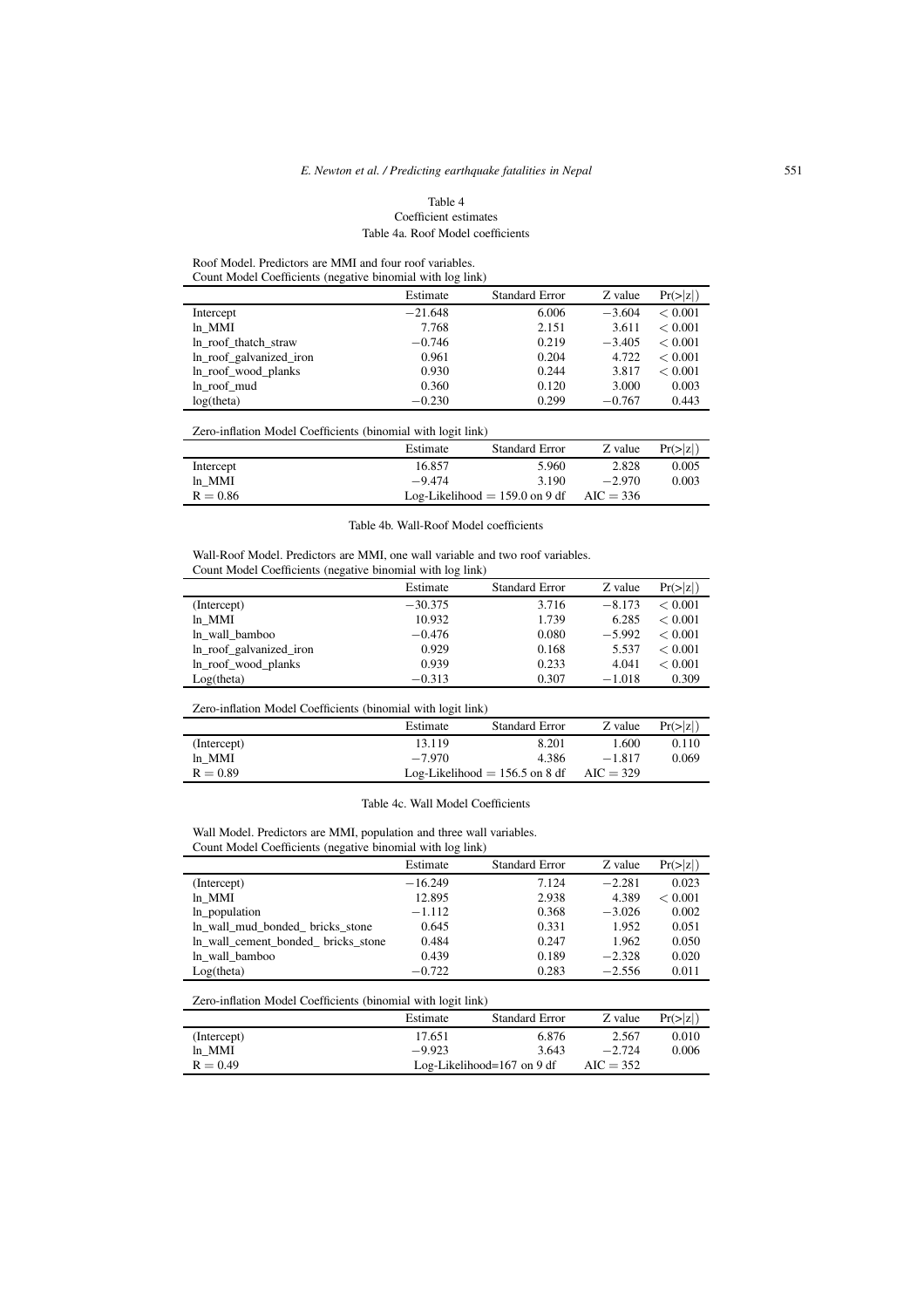Table 4
Coefficient estimates
Table 4a. Roof Model coefficients

Roof Model. Predictors are MMI and four roof variables.
Count Model Coefficients (negative binomial with log link)

| | Estimate | Standard Error | Z value | Pr(>\|z\|) |
|---|---|---|---|---|
| Intercept | −21.648 | 6.006 | −3.604 | < 0.001 |
| ln_MMI | 7.768 | 2.151 | 3.611 | < 0.001 |
| ln_roof_thatch_straw | −0.746 | 0.219 | −3.405 | < 0.001 |
| ln_roof_galvanized_iron | 0.961 | 0.204 | 4.722 | < 0.001 |
| ln_roof_wood_planks | 0.930 | 0.244 | 3.817 | < 0.001 |
| ln_roof_mud | 0.360 | 0.120 | 3.000 | 0.003 |
| log(theta) | −0.230 | 0.299 | −0.767 | 0.443 |

Zero-inflation Model Coefficients (binomial with logit link)

| | Estimate | Standard Error | Z value | Pr(>\|z\|) |
|---|---|---|---|---|
| Intercept | 16.857 | 5.960 | 2.828 | 0.005 |
| ln_MMI | −9.474 | 3.190 | −2.970 | 0.003 |
| R = 0.86 | Log-Likelihood = 159.0 on 9 df | | AIC = 336 | |

Table 4b. Wall-Roof Model coefficients

Wall-Roof Model. Predictors are MMI, one wall variable and two roof variables.
Count Model Coefficients (negative binomial with log link)

| | Estimate | Standard Error | Z value | Pr(>\|z\|) |
|---|---|---|---|---|
| (Intercept) | −30.375 | 3.716 | −8.173 | < 0.001 |
| ln_MMI | 10.932 | 1.739 | 6.285 | < 0.001 |
| ln_wall_bamboo | −0.476 | 0.080 | −5.992 | < 0.001 |
| ln_roof_galvanized_iron | 0.929 | 0.168 | 5.537 | < 0.001 |
| ln_roof_wood_planks | 0.939 | 0.233 | 4.041 | < 0.001 |
| Log(theta) | −0.313 | 0.307 | −1.018 | 0.309 |

Zero-inflation Model Coefficients (binomial with logit link)

| | Estimate | Standard Error | Z value | Pr(>\|z\|) |
|---|---|---|---|---|
| (Intercept) | 13.119 | 8.201 | 1.600 | 0.110 |
| ln_MMI | −7.970 | 4.386 | −1.817 | 0.069 |
| R = 0.89 | Log-Likelihood = 156.5 on 8 df | | AIC = 329 | |

Table 4c. Wall Model Coefficients

Wall Model. Predictors are MMI, population and three wall variables.
Count Model Coefficients (negative binomial with log link)

| | Estimate | Standard Error | Z value | Pr(>\|z\|) |
|---|---|---|---|---|
| (Intercept) | −16.249 | 7.124 | −2.281 | 0.023 |
| ln_MMI | 12.895 | 2.938 | 4.389 | < 0.001 |
| ln_population | −1.112 | 0.368 | −3.026 | 0.002 |
| ln_wall_mud_bonded_ bricks_stone | 0.645 | 0.331 | 1.952 | 0.051 |
| ln_wall_cement_bonded_ bricks_stone | 0.484 | 0.247 | 1.962 | 0.050 |
| ln_wall_bamboo | 0.439 | 0.189 | −2.328 | 0.020 |
| Log(theta) | −0.722 | 0.283 | −2.556 | 0.011 |

Zero-inflation Model Coefficients (binomial with logit link)

| | Estimate | Standard Error | Z value | Pr(>\|z\|) |
|---|---|---|---|---|
| (Intercept) | 17.651 | 6.876 | 2.567 | 0.010 |
| ln_MMI | −9.923 | 3.643 | −2.724 | 0.006 |
| R = 0.49 | Log-Likelihood=167 on 9 df | | AIC = 352 | |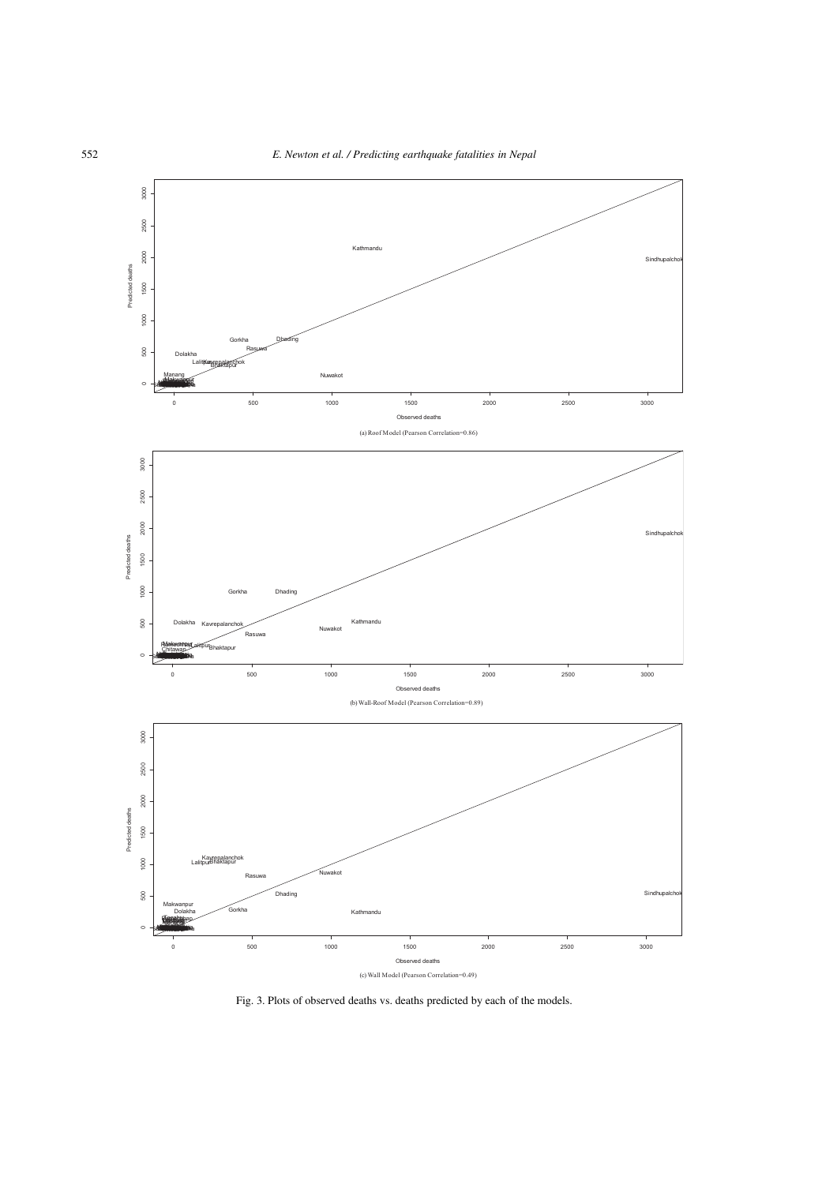Predicted deaths

3000
2500
2000
1500
1000
500
0

Kathmandu
Sindhupalchok
Gorkha
Dhading
Rasuwa
Dolakha
Lalitpur
Kavrepalanchok
Bhaktapur
Manang
Nuwakot

0 500 1000 1500 2000 2500 3000

Observed deaths

(a) Roof Model (Pearson Correlation=0.86)

Predicted deaths

3000
2500
2000
1500
1000
500
0

Sindhupalchok
Gorkha
Dhading
Dolakha
Kavrepalanchok
Kathmandu
Nuwakot
Rasuwa
Makwanpur
Lalitpur
Chitawan
Bhaktapur

0 500 1000 1500 2000 2500 3000

Observed deaths

(b) Wall-Roof Model (Pearson Correlation=0.89)

Predicted deaths

3000
2500
2000
1500
1000
500
0

Kavrepalanchok
Lalitpur
Bhaktapur
Rasuwa
Nuwakot
Dhading
Sindhupalchok
Makwanpur
Dolakha
Gorkha
Kathmandu

0 500 1000 1500 2000 2500 3000

Observed deaths

(c) Wall Model (Pearson Correlation=0.49)

Fig. 3. Plots of observed deaths vs. deaths predicted by each of the models.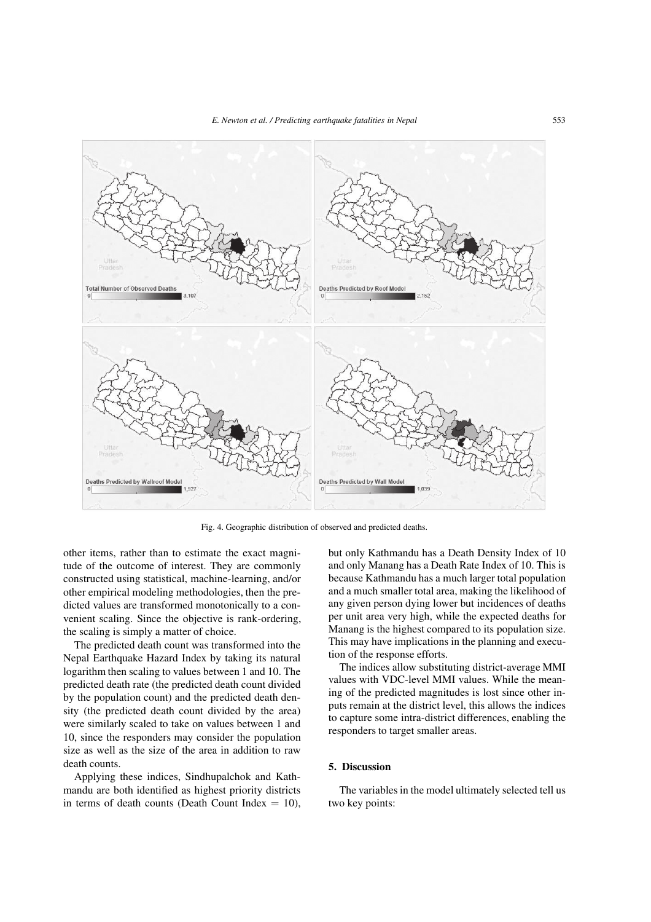Total Number of Observed Deaths
0 3,107

Deaths Predicted by Roof Model
0 2,152

Deaths Predicted by Wallroof Model
0 1,527

Deaths Predicted by Wall Model
0 1,039

Fig. 4. Geographic distribution of observed and predicted deaths.

other items, rather than to estimate the exact magnitude of the outcome of interest. They are commonly constructed using statistical, machine-learning, and/or other empirical modeling methodologies, then the predicted values are transformed monotonically to a convenient scaling. Since the objective is rank-ordering, the scaling is simply a matter of choice.

The predicted death count was transformed into the Nepal Earthquake Hazard Index by taking its natural logarithm then scaling to values between 1 and 10. The predicted death rate (the predicted death count divided by the population count) and the predicted death density (the predicted death count divided by the area) were similarly scaled to take on values between 1 and 10, since the responders may consider the population size as well as the size of the area in addition to raw death counts.

Applying these indices, Sindhupalchok and Kathmandu are both identified as highest priority districts in terms of death counts (Death Count Index = 10), but only Kathmandu has a Death Density Index of 10 and only Manang has a Death Rate Index of 10. This is because Kathmandu has a much larger total population and a much smaller total area, making the likelihood of any given person dying lower but incidences of deaths per unit area very high, while the expected deaths for Manang is the highest compared to its population size. This may have implications in the planning and execution of the response efforts.

The indices allow substituting district-average MMI values with VDC-level MMI values. While the meaning of the predicted magnitudes is lost since other inputs remain at the district level, this allows the indices to capture some intra-district differences, enabling the responders to target smaller areas.

## 5. Discussion

The variables in the model ultimately selected tell us two key points: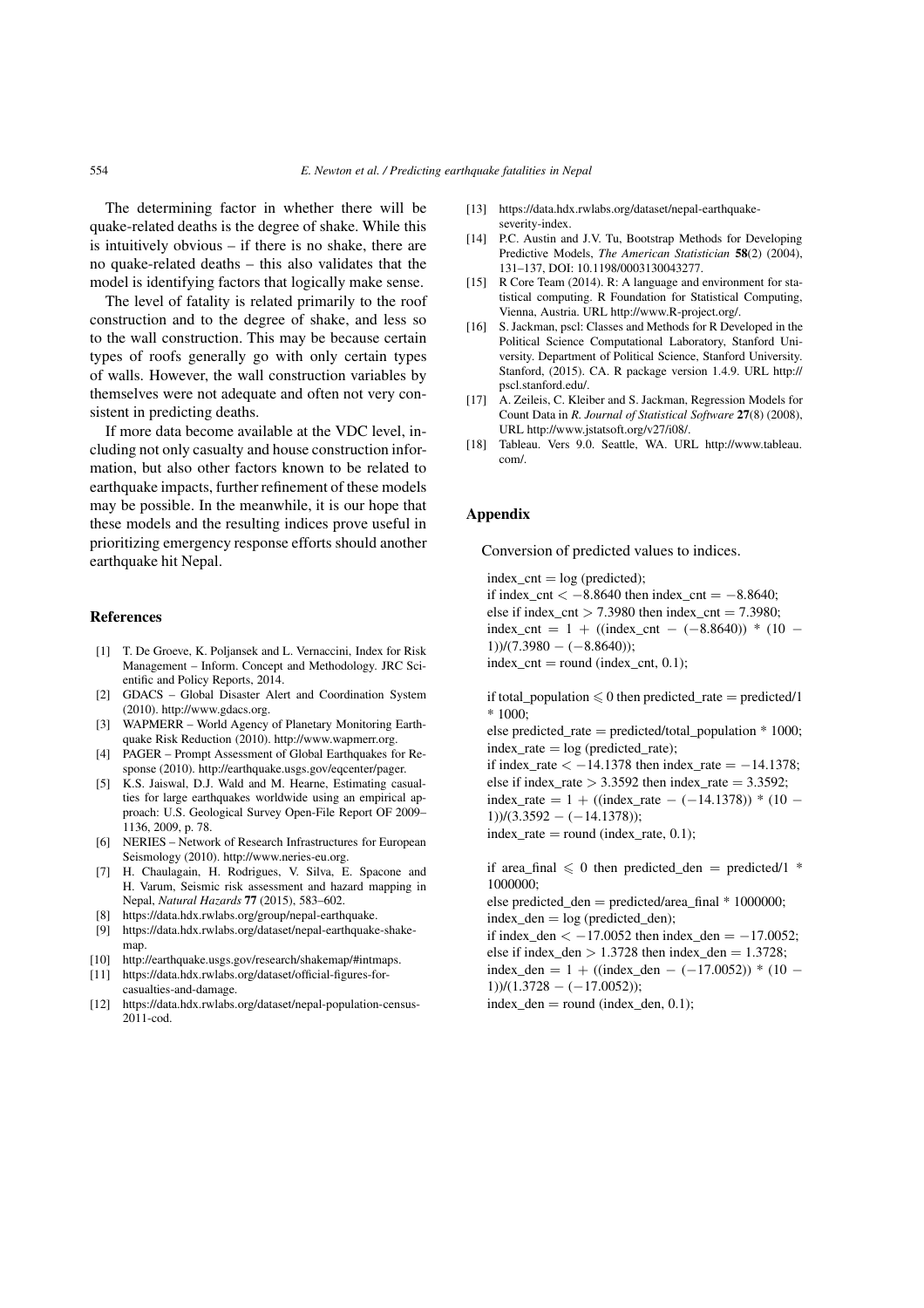The determining factor in whether there will be quake-related deaths is the degree of shake. While this is intuitively obvious – if there is no shake, there are no quake-related deaths – this also validates that the model is identifying factors that logically make sense.

The level of fatality is related primarily to the roof construction and to the degree of shake, and less so to the wall construction. This may be because certain types of roofs generally go with only certain types of walls. However, the wall construction variables by themselves were not adequate and often not very consistent in predicting deaths.

If more data become available at the VDC level, including not only casualty and house construction information, but also other factors known to be related to earthquake impacts, further refinement of these models may be possible. In the meanwhile, it is our hope that these models and the resulting indices prove useful in prioritizing emergency response efforts should another earthquake hit Nepal.

## References

[1] T. De Groeve, K. Poljansek and L. Vernaccini, Index for Risk Management – Inform. Concept and Methodology. JRC Scientific and Policy Reports, 2014.

[2] GDACS – Global Disaster Alert and Coordination System (2010). http://www.gdacs.org.

[3] WAPMERR – World Agency of Planetary Monitoring Earthquake Risk Reduction (2010). http://www.wapmerr.org.

[4] PAGER – Prompt Assessment of Global Earthquakes for Response (2010). http://earthquake.usgs.gov/eqcenter/pager.

[5] K.S. Jaiswal, D.J. Wald and M. Hearne, Estimating casualties for large earthquakes worldwide using an empirical approach: U.S. Geological Survey Open-File Report OF 2009–1136, 2009, p. 78.

[6] NERIES – Network of Research Infrastructures for European Seismology (2010). http://www.neries-eu.org.

[7] H. Chaulagain, H. Rodrigues, V. Silva, E. Spacone and H. Varum, Seismic risk assessment and hazard mapping in Nepal, *Natural Hazards* **77** (2015), 583–602.

[8] https://data.hdx.rwlabs.org/group/nepal-earthquake.

[9] https://data.hdx.rwlabs.org/dataset/nepal-earthquake-shake-map.

[10] http://earthquake.usgs.gov/research/shakemap/#intmaps.

[11] https://data.hdx.rwlabs.org/dataset/official-figures-for-casualties-and-damage.

[12] https://data.hdx.rwlabs.org/dataset/nepal-population-census-2011-cod.

[13] https://data.hdx.rwlabs.org/dataset/nepal-earthquake-severity-index.

[14] P.C. Austin and J.V. Tu, Bootstrap Methods for Developing Predictive Models, *The American Statistician* **58**(2) (2004), 131–137, DOI: 10.1198/0003130043277.

[15] R Core Team (2014). R: A language and environment for statistical computing. R Foundation for Statistical Computing, Vienna, Austria. URL http://www.R-project.org/.

[16] S. Jackman, pscl: Classes and Methods for R Developed in the Political Science Computational Laboratory, Stanford University. Department of Political Science, Stanford University. Stanford, (2015). CA. R package version 1.4.9. URL http://pscl.stanford.edu/.

[17] A. Zeileis, C. Kleiber and S. Jackman, Regression Models for Count Data in *R. Journal of Statistical Software* **27**(8) (2008), URL http://www.jstatsoft.org/v27/i08/.

[18] Tableau. Vers 9.0. Seattle, WA. URL http://www.tableau.com/.

## Appendix

Conversion of predicted values to indices.

```
index_cnt = log (predicted);
if index_cnt < −8.8640 then index_cnt = −8.8640;
else if index_cnt > 7.3980 then index_cnt = 7.3980;
index_cnt = 1 + ((index_cnt − (−8.8640)) * (10 − 1))/(7.3980 − (−8.8640));
index_cnt = round (index_cnt, 0.1);

if total_population ⩽ 0 then predicted_rate = predicted/1 * 1000;
else predicted_rate = predicted/total_population * 1000;
index_rate = log (predicted_rate);
if index_rate < −14.1378 then index_rate = −14.1378;
else if index_rate > 3.3592 then index_rate = 3.3592;
index_rate = 1 + ((index_rate − (−14.1378)) * (10 − 1))/(3.3592 − (−14.1378));
index_rate = round (index_rate, 0.1);

if area_final ⩽ 0 then predicted_den = predicted/1 * 1000000;
else predicted_den = predicted/area_final * 1000000;
index_den = log (predicted_den);
if index_den < −17.0052 then index_den = −17.0052;
else if index_den > 1.3728 then index_den = 1.3728;
index_den = 1 + ((index_den − (−17.0052)) * (10 − 1))/(1.3728 − (−17.0052));
index_den = round (index_den, 0.1);
```